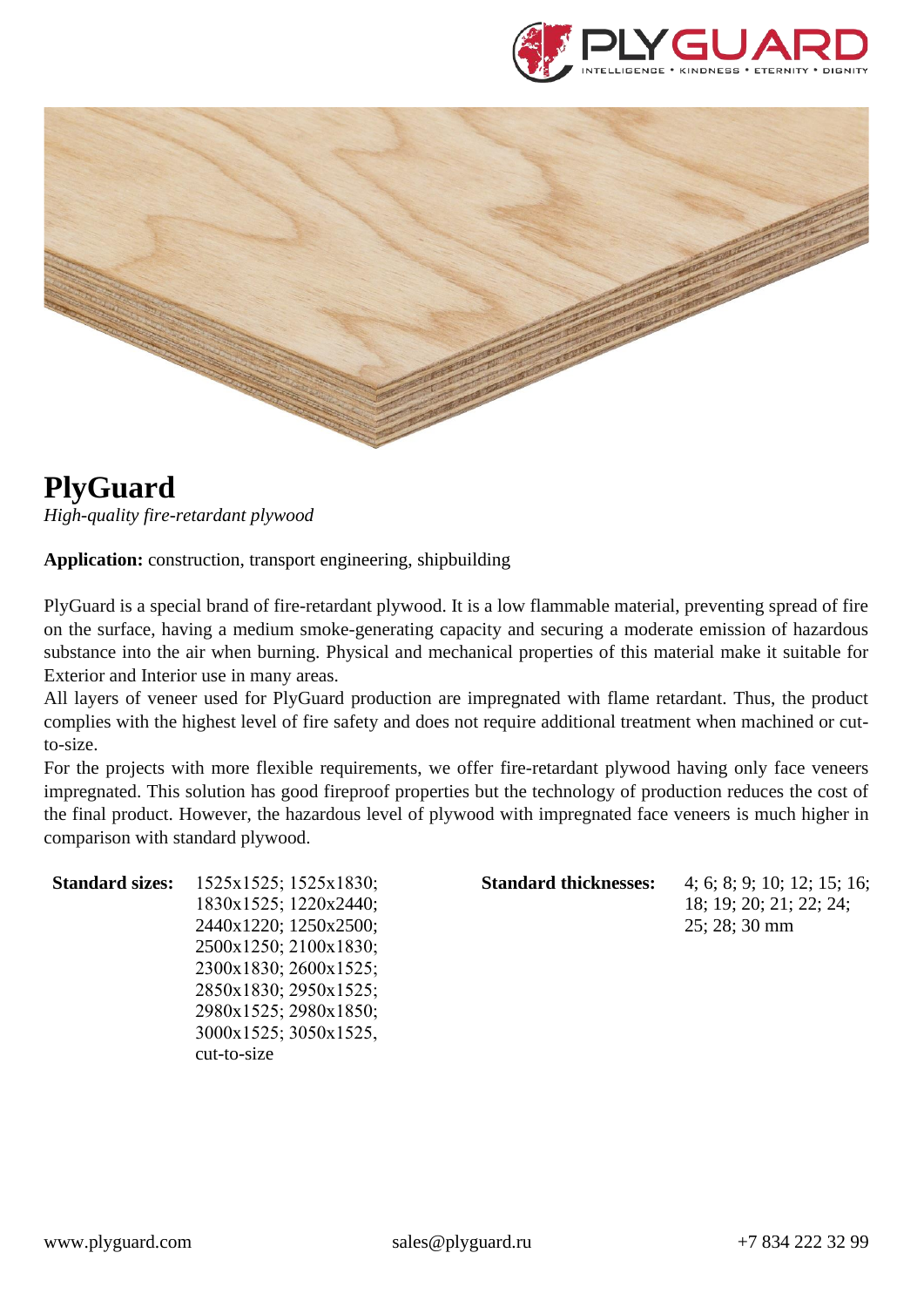# PlyGuard

*High-quality fire-retardant plywood*

**Application:** construction, transport engineering, shipbuilding

PlyGuard is a special brand of fire-retardant plywood. It is a low flammable material, preventing spread of fire on the surface, having a medium smoke-generating capacity and securing a moderate emission of hazardous substance into the air when burning. Physical and mechanical properties of this material make it suitable for Exterior and Interior use in many areas.

All layers of veneer used for PlyGuard production are impregnated with flame retardant. Thus, the product complies with the highest level of fire safety and does not require additional treatment when machined or cut-to-size.

For the projects with more flexible requirements, we offer fire-retardant plywood having only face veneers impregnated. This solution has good fireproof properties but the technology of production reduces the cost of the final product. However, the hazardous level of plywood with impregnated face veneers is much higher in comparison with standard plywood.

**Standard sizes:** 1525x1525; 1525x1830; 1830x1525; 1220x2440; 2440x1220; 1250x2500; 2500x1250; 2100x1830; 2300x1830; 2600x1525; 2850x1830; 2950x1525; 2980x1525; 2980x1850; 3000x1525; 3050x1525, cut-to-size

**Standard thicknesses:** 4; 6; 8; 9; 10; 12; 15; 16; 18; 19; 20; 21; 22; 24; 25; 28; 30 mm

www.plyguard.com sales@plyguard.ru +7 834 222 32 99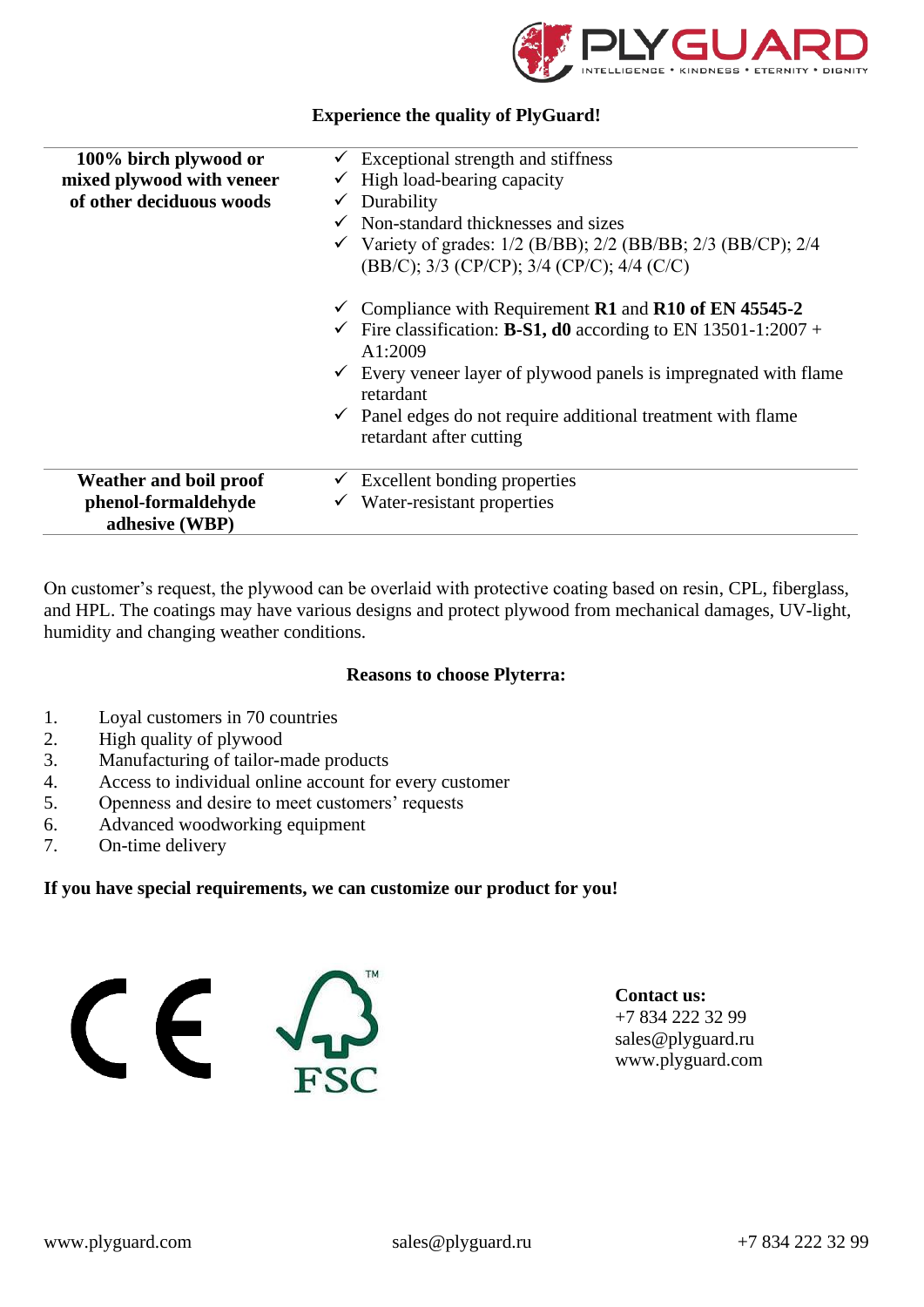**Experience the quality of PlyGuard!**

| | |
|---|---|
| **100% birch plywood or mixed plywood with veneer of other deciduous woods** | ✓ Exceptional strength and stiffness<br>✓ High load-bearing capacity<br>✓ Durability<br>✓ Non-standard thicknesses and sizes<br>✓ Variety of grades: 1/2 (B/BB); 2/2 (BB/BB; 2/3 (BB/CP); 2/4 (BB/C); 3/3 (CP/CP); 3/4 (CP/C); 4/4 (C/C)<br><br>✓ Compliance with Requirement **R1** and **R10 of EN 45545-2**<br>✓ Fire classification: **B-S1, d0** according to EN 13501-1:2007 + A1:2009<br>✓ Every veneer layer of plywood panels is impregnated with flame retardant<br>✓ Panel edges do not require additional treatment with flame retardant after cutting |
| **Weather and boil proof phenol-formaldehyde adhesive (WBP)** | ✓ Excellent bonding properties<br>✓ Water-resistant properties |

On customer's request, the plywood can be overlaid with protective coating based on resin, CPL, fiberglass, and HPL. The coatings may have various designs and protect plywood from mechanical damages, UV-light, humidity and changing weather conditions.

**Reasons to choose Plyterra:**

1. Loyal customers in 70 countries
2. High quality of plywood
3. Manufacturing of tailor-made products
4. Access to individual online account for every customer
5. Openness and desire to meet customers' requests
6. Advanced woodworking equipment
7. On-time delivery

**If you have special requirements, we can customize our product for you!**

**Contact us:**
+7 834 222 32 99
sales@plyguard.ru
www.plyguard.com